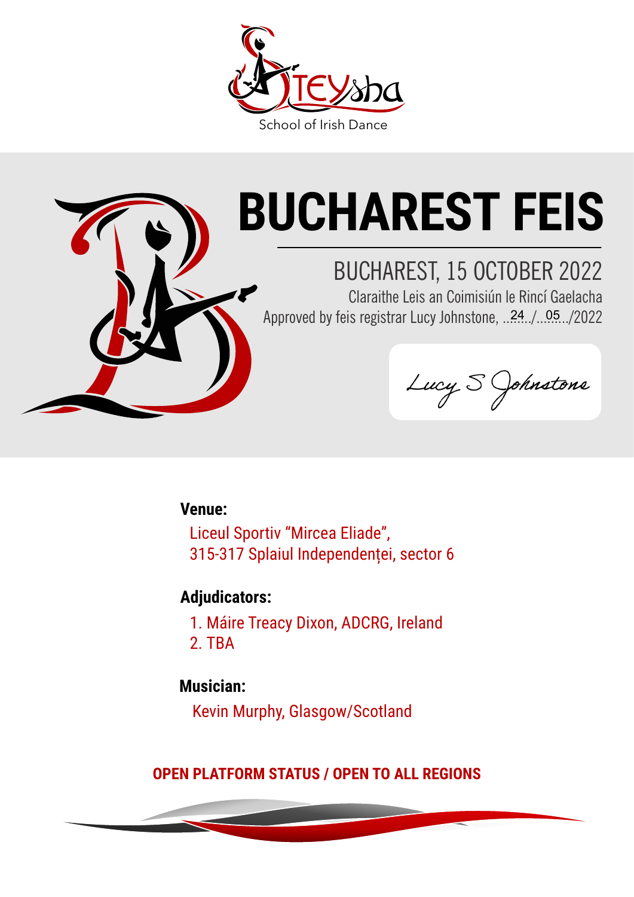School of Irish Dance

# BUCHAREST FEIS

## BUCHAREST, 15 OCTOBER 2022

Claraithe Leis an Coimisiún le Rincí Gaelacha

Approved by feis registrar Lucy Johnstone, ..24../...05../2022

*Lucy S Johnstone*

**Venue:**

Liceul Sportiv "Mircea Eliade",
315-317 Splaiul Independenței, sector 6

**Adjudicators:**

1. Máire Treacy Dixon, ADCRG, Ireland
2. TBA

**Musician:**

Kevin Murphy, Glasgow/Scotland

**OPEN PLATFORM STATUS / OPEN TO ALL REGIONS**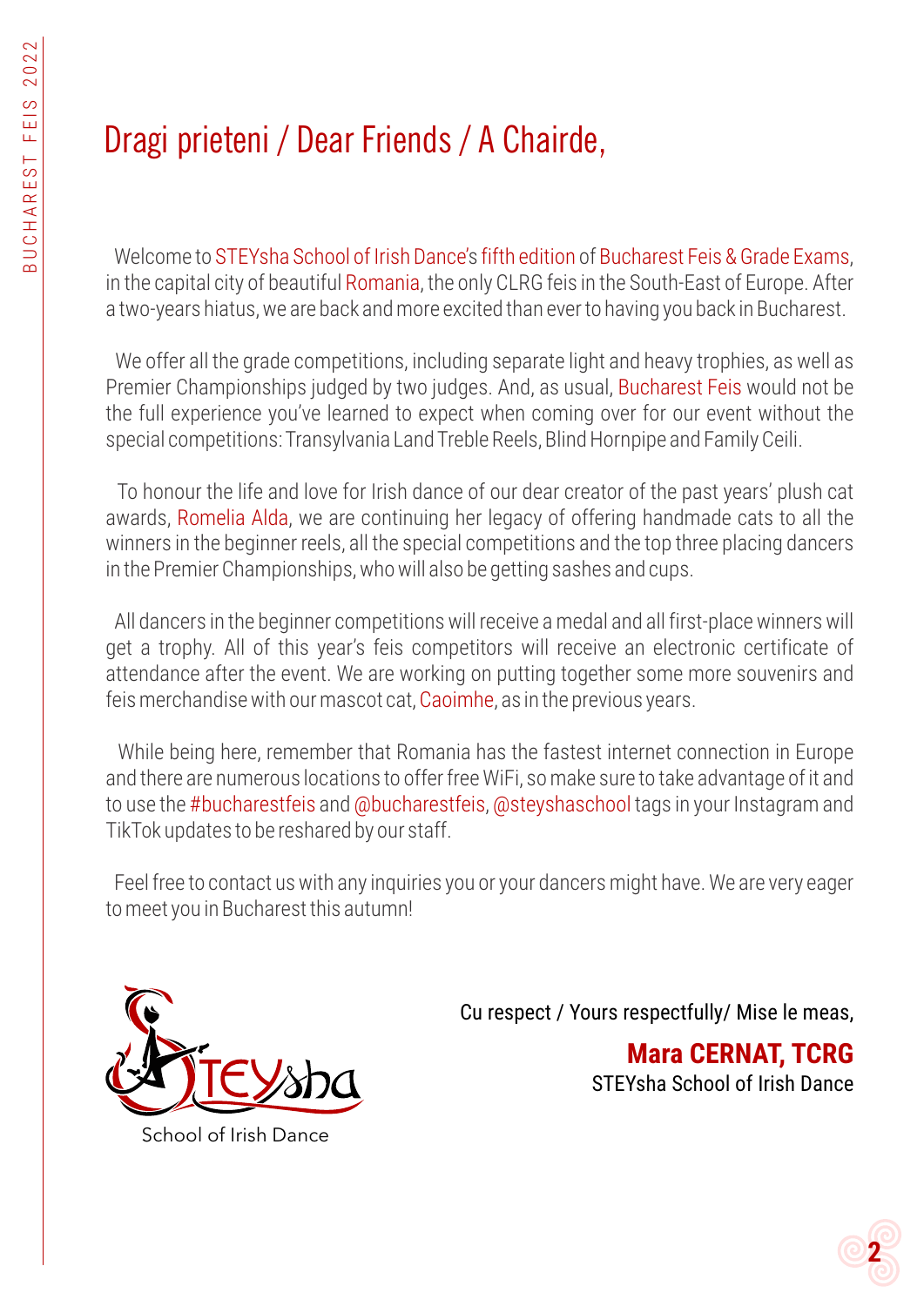# Dragi prieteni / Dear Friends / A Chairde,

Welcome to STEYsha School of Irish Dance's fifth edition of Bucharest Feis & Grade Exams, in the capital city of beautiful Romania, the only CLRG feis in the South-East of Europe. After a two-years hiatus, we are back and more excited than ever to having you back in Bucharest.

We offer all the grade competitions, including separate light and heavy trophies, as well as Premier Championships judged by two judges. And, as usual, Bucharest Feis would not be the full experience you've learned to expect when coming over for our event without the special competitions: Transylvania Land Treble Reels, Blind Hornpipe and Family Ceili.

To honour the life and love for Irish dance of our dear creator of the past years' plush cat awards, Romelia Alda, we are continuing her legacy of offering handmade cats to all the winners in the beginner reels, all the special competitions and the top three placing dancers in the Premier Championships, who will also be getting sashes and cups.

All dancers in the beginner competitions will receive a medal and all first-place winners will get a trophy. All of this year's feis competitors will receive an electronic certificate of attendance after the event. We are working on putting together some more souvenirs and feis merchandise with our mascot cat, Caoimhe, as in the previous years.

While being here, remember that Romania has the fastest internet connection in Europe and there are numerous locations to offer free WiFi, so make sure to take advantage of it and to use the #bucharestfeis and @bucharestfeis, @steyshaschool tags in your Instagram and TikTok updates to be reshared by our staff.

Feel free to contact us with any inquiries you or your dancers might have. We are very eager to meet you in Bucharest this autumn!

STEYsha
School of Irish Dance

Cu respect / Yours respectfully/ Mise le meas,

**Mara CERNAT, TCRG**
STEYsha School of Irish Dance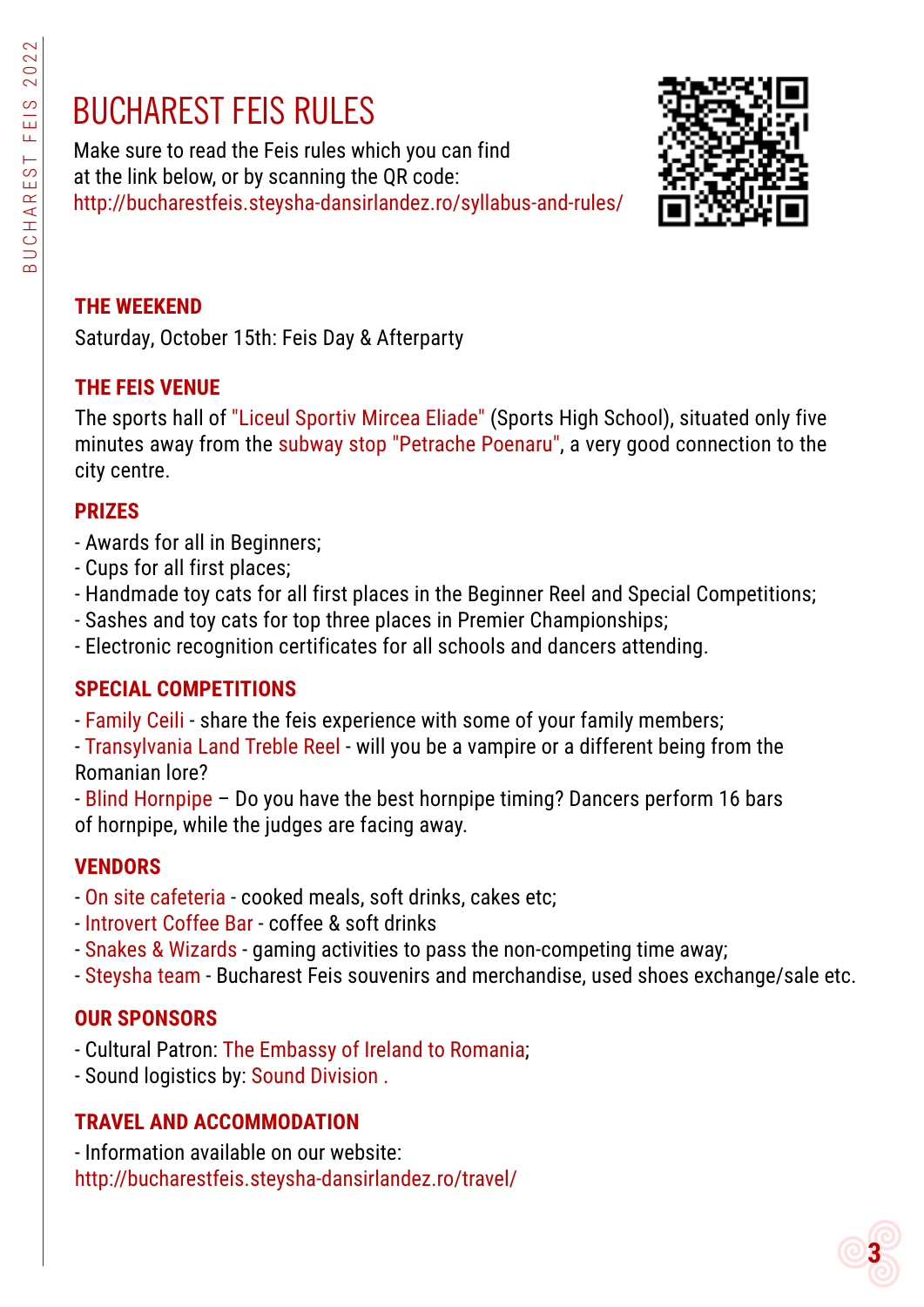# BUCHAREST FEIS RULES

Make sure to read the Feis rules which you can find at the link below, or by scanning the QR code:
http://bucharestfeis.steysha-dansirlandez.ro/syllabus-and-rules/

## THE WEEKEND

Saturday, October 15th: Feis Day & Afterparty

## THE FEIS VENUE

The sports hall of "Liceul Sportiv Mircea Eliade" (Sports High School), situated only five minutes away from the subway stop "Petrache Poenaru", a very good connection to the city centre.

## PRIZES

- Awards for all in Beginners;
- Cups for all first places;
- Handmade toy cats for all first places in the Beginner Reel and Special Competitions;
- Sashes and toy cats for top three places in Premier Championships;
- Electronic recognition certificates for all schools and dancers attending.

## SPECIAL COMPETITIONS

- Family Ceili - share the feis experience with some of your family members;
- Transylvania Land Treble Reel - will you be a vampire or a different being from the Romanian lore?
- Blind Hornpipe – Do you have the best hornpipe timing? Dancers perform 16 bars of hornpipe, while the judges are facing away.

## VENDORS

- On site cafeteria - cooked meals, soft drinks, cakes etc;
- Introvert Coffee Bar - coffee & soft drinks
- Snakes & Wizards - gaming activities to pass the non-competing time away;
- Steysha team - Bucharest Feis souvenirs and merchandise, used shoes exchange/sale etc.

## OUR SPONSORS

- Cultural Patron: The Embassy of Ireland to Romania;
- Sound logistics by: Sound Division .

## TRAVEL AND ACCOMMODATION

- Information available on our website:
http://bucharestfeis.steysha-dansirlandez.ro/travel/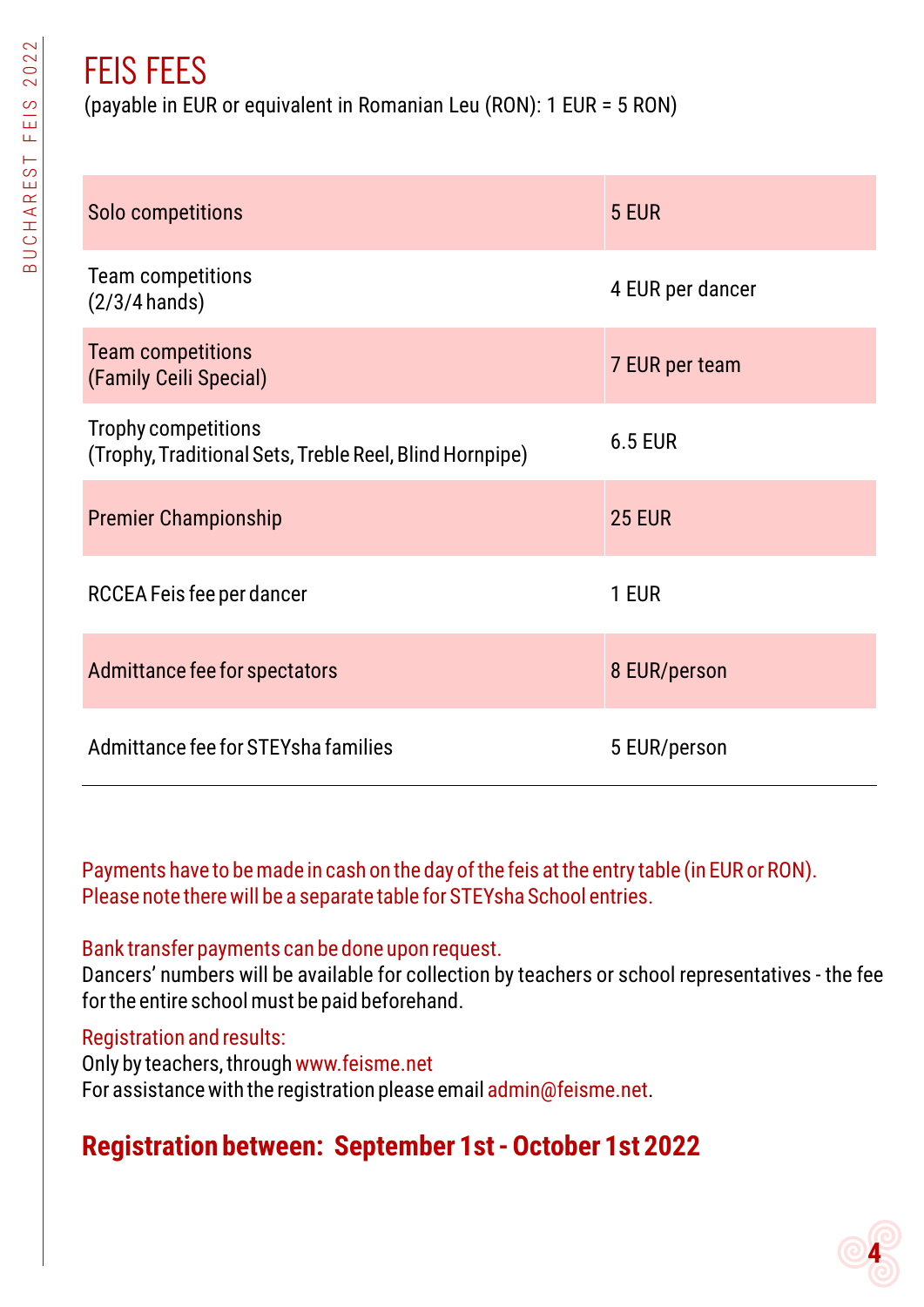# FEIS FEES

(payable in EUR or equivalent in Romanian Leu (RON): 1 EUR = 5 RON)

| | |
|---|---|
| Solo competitions | 5 EUR |
| Team competitions (2/3/4 hands) | 4 EUR per dancer |
| Team competitions (Family Ceili Special) | 7 EUR per team |
| Trophy competitions (Trophy, Traditional Sets, Treble Reel, Blind Hornpipe) | 6.5 EUR |
| Premier Championship | 25 EUR |
| RCCEA Feis fee per dancer | 1 EUR |
| Admittance fee for spectators | 8 EUR/person |
| Admittance fee for STEYsha families | 5 EUR/person |

Payments have to be made in cash on the day of the feis at the entry table (in EUR or RON). Please note there will be a separate table for STEYsha School entries.

Bank transfer payments can be done upon request.
Dancers' numbers will be available for collection by teachers or school representatives - the fee for the entire school must be paid beforehand.

Registration and results:
Only by teachers, through www.feisme.net
For assistance with the registration please email admin@feisme.net.

## Registration between: September 1st - October 1st 2022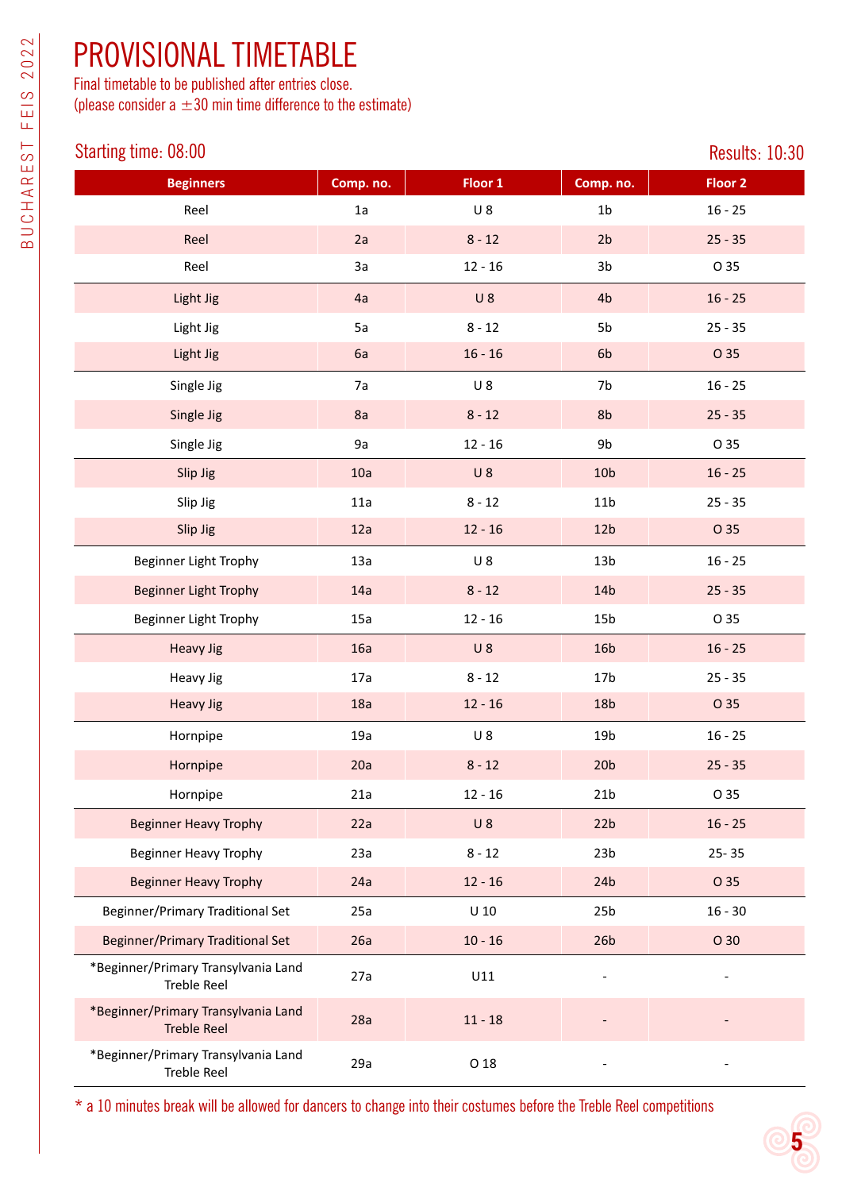# PROVISIONAL TIMETABLE

Final timetable to be published after entries close.
(please consider a ±30 min time difference to the estimate)

Starting time: 08:00

Results: 10:30

| Beginners | Comp. no. | Floor 1 | Comp. no. | Floor 2 |
|---|---|---|---|---|
| Reel | 1a | U 8 | 1b | 16 - 25 |
| Reel | 2a | 8 - 12 | 2b | 25 - 35 |
| Reel | 3a | 12 - 16 | 3b | O 35 |
| Light Jig | 4a | U 8 | 4b | 16 - 25 |
| Light Jig | 5a | 8 - 12 | 5b | 25 - 35 |
| Light Jig | 6a | 16 - 16 | 6b | O 35 |
| Single Jig | 7a | U 8 | 7b | 16 - 25 |
| Single Jig | 8a | 8 - 12 | 8b | 25 - 35 |
| Single Jig | 9a | 12 - 16 | 9b | O 35 |
| Slip Jig | 10a | U 8 | 10b | 16 - 25 |
| Slip Jig | 11a | 8 - 12 | 11b | 25 - 35 |
| Slip Jig | 12a | 12 - 16 | 12b | O 35 |
| Beginner Light Trophy | 13a | U 8 | 13b | 16 - 25 |
| Beginner Light Trophy | 14a | 8 - 12 | 14b | 25 - 35 |
| Beginner Light Trophy | 15a | 12 - 16 | 15b | O 35 |
| Heavy Jig | 16a | U 8 | 16b | 16 - 25 |
| Heavy Jig | 17a | 8 - 12 | 17b | 25 - 35 |
| Heavy Jig | 18a | 12 - 16 | 18b | O 35 |
| Hornpipe | 19a | U 8 | 19b | 16 - 25 |
| Hornpipe | 20a | 8 - 12 | 20b | 25 - 35 |
| Hornpipe | 21a | 12 - 16 | 21b | O 35 |
| Beginner Heavy Trophy | 22a | U 8 | 22b | 16 - 25 |
| Beginner Heavy Trophy | 23a | 8 - 12 | 23b | 25- 35 |
| Beginner Heavy Trophy | 24a | 12 - 16 | 24b | O 35 |
| Beginner/Primary Traditional Set | 25a | U 10 | 25b | 16 - 30 |
| Beginner/Primary Traditional Set | 26a | 10 - 16 | 26b | O 30 |
| *Beginner/Primary Transylvania Land Treble Reel | 27a | U11 | - | - |
| *Beginner/Primary Transylvania Land Treble Reel | 28a | 11 - 18 | - | - |
| *Beginner/Primary Transylvania Land Treble Reel | 29a | O 18 | - | - |

* a 10 minutes break will be allowed for dancers to change into their costumes before the Treble Reel competitions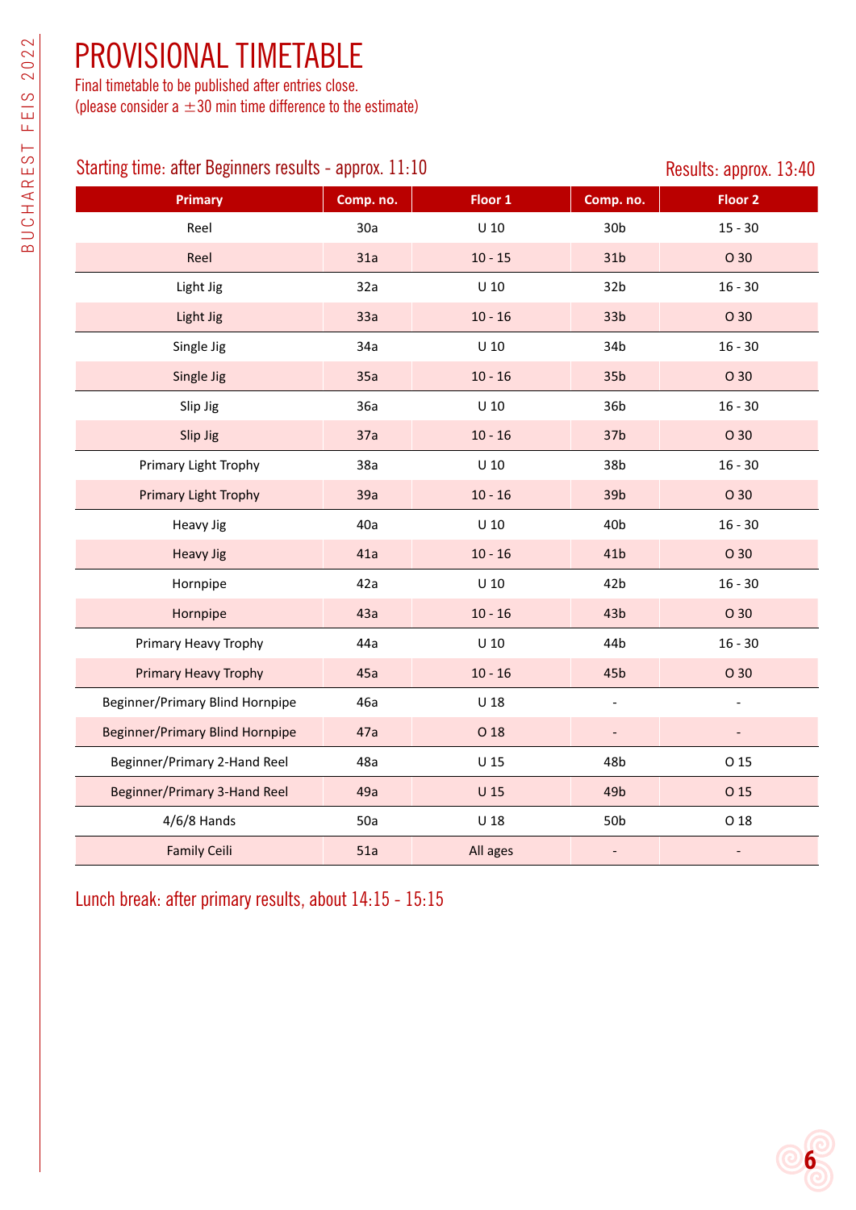# PROVISIONAL TIMETABLE

Final timetable to be published after entries close.
(please consider a ±30 min time difference to the estimate)

Starting time: after Beginners results - approx. 11:10

Results: approx. 13:40

| Primary | Comp. no. | Floor 1 | Comp. no. | Floor 2 |
|---|---|---|---|---|
| Reel | 30a | U 10 | 30b | 15 - 30 |
| Reel | 31a | 10 - 15 | 31b | O 30 |
| Light Jig | 32a | U 10 | 32b | 16 - 30 |
| Light Jig | 33a | 10 - 16 | 33b | O 30 |
| Single Jig | 34a | U 10 | 34b | 16 - 30 |
| Single Jig | 35a | 10 - 16 | 35b | O 30 |
| Slip Jig | 36a | U 10 | 36b | 16 - 30 |
| Slip Jig | 37a | 10 - 16 | 37b | O 30 |
| Primary Light Trophy | 38a | U 10 | 38b | 16 - 30 |
| Primary Light Trophy | 39a | 10 - 16 | 39b | O 30 |
| Heavy Jig | 40a | U 10 | 40b | 16 - 30 |
| Heavy Jig | 41a | 10 - 16 | 41b | O 30 |
| Hornpipe | 42a | U 10 | 42b | 16 - 30 |
| Hornpipe | 43a | 10 - 16 | 43b | O 30 |
| Primary Heavy Trophy | 44a | U 10 | 44b | 16 - 30 |
| Primary Heavy Trophy | 45a | 10 - 16 | 45b | O 30 |
| Beginner/Primary Blind Hornpipe | 46a | U 18 | - | - |
| Beginner/Primary Blind Hornpipe | 47a | O 18 | - | - |
| Beginner/Primary 2-Hand Reel | 48a | U 15 | 48b | O 15 |
| Beginner/Primary 3-Hand Reel | 49a | U 15 | 49b | O 15 |
| 4/6/8 Hands | 50a | U 18 | 50b | O 18 |
| Family Ceili | 51a | All ages | - | - |

Lunch break: after primary results, about 14:15 - 15:15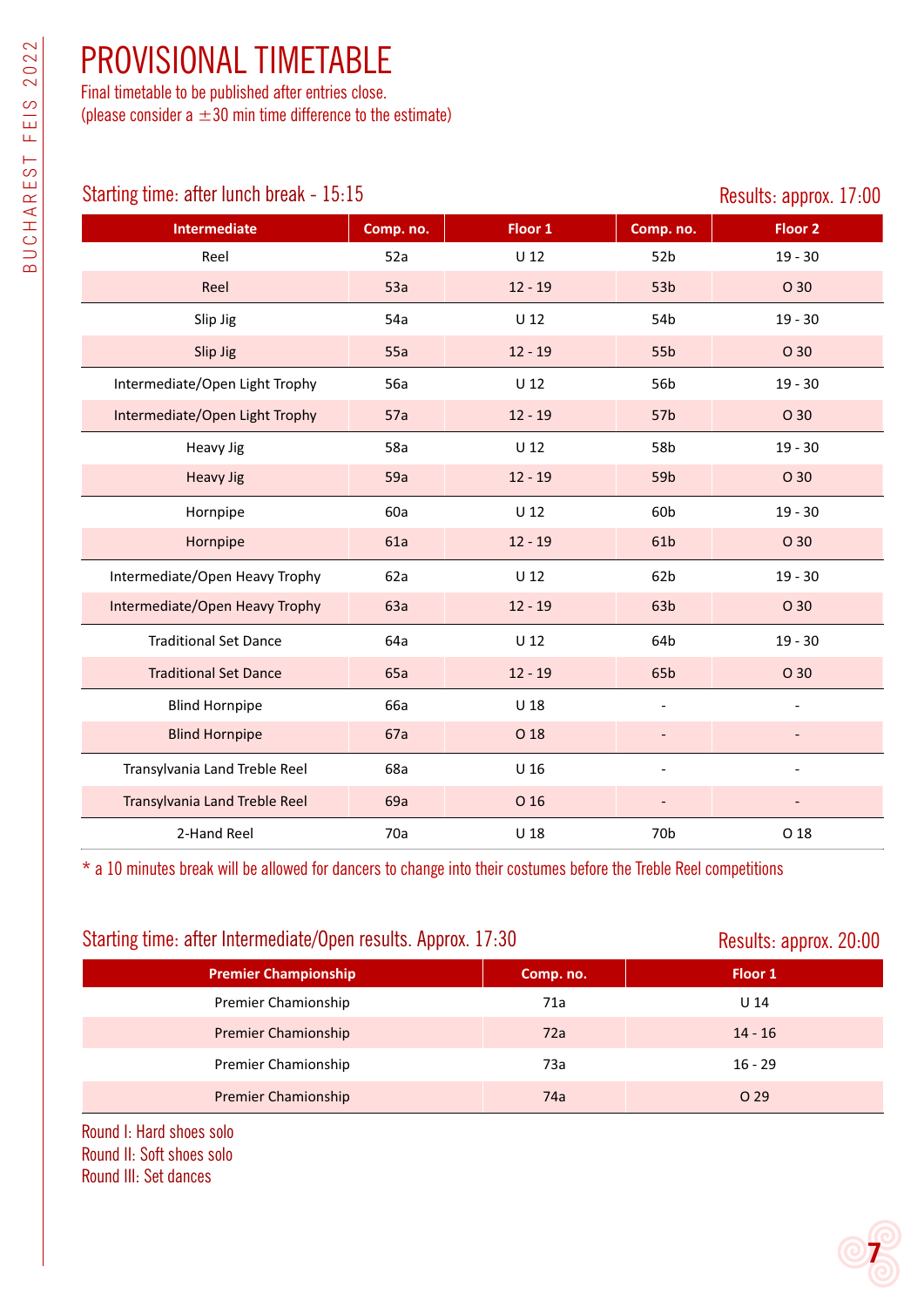# PROVISIONAL TIMETABLE

Final timetable to be published after entries close.
(please consider a ±30 min time difference to the estimate)

Starting time: after lunch break - 15:15

Results: approx. 17:00

| Intermediate | Comp. no. | Floor 1 | Comp. no. | Floor 2 |
|---|---|---|---|---|
| Reel | 52a | U 12 | 52b | 19 - 30 |
| Reel | 53a | 12 - 19 | 53b | O 30 |
| Slip Jig | 54a | U 12 | 54b | 19 - 30 |
| Slip Jig | 55a | 12 - 19 | 55b | O 30 |
| Intermediate/Open Light Trophy | 56a | U 12 | 56b | 19 - 30 |
| Intermediate/Open Light Trophy | 57a | 12 - 19 | 57b | O 30 |
| Heavy Jig | 58a | U 12 | 58b | 19 - 30 |
| Heavy Jig | 59a | 12 - 19 | 59b | O 30 |
| Hornpipe | 60a | U 12 | 60b | 19 - 30 |
| Hornpipe | 61a | 12 - 19 | 61b | O 30 |
| Intermediate/Open Heavy Trophy | 62a | U 12 | 62b | 19 - 30 |
| Intermediate/Open Heavy Trophy | 63a | 12 - 19 | 63b | O 30 |
| Traditional Set Dance | 64a | U 12 | 64b | 19 - 30 |
| Traditional Set Dance | 65a | 12 - 19 | 65b | O 30 |
| Blind Hornpipe | 66a | U 18 | - | - |
| Blind Hornpipe | 67a | O 18 | - | - |
| Transylvania Land Treble Reel | 68a | U 16 | - | - |
| Transylvania Land Treble Reel | 69a | O 16 | - | - |
| 2-Hand Reel | 70a | U 18 | 70b | O 18 |

* a 10 minutes break will be allowed for dancers to change into their costumes before the Treble Reel competitions

Starting time: after Intermediate/Open results. Approx. 17:30

Results: approx. 20:00

| Premier Championship | Comp. no. | Floor 1 |
|---|---|---|
| Premier Chamionship | 71a | U 14 |
| Premier Chamionship | 72a | 14 - 16 |
| Premier Chamionship | 73a | 16 - 29 |
| Premier Chamionship | 74a | O 29 |

Round I: Hard shoes solo
Round II: Soft shoes solo
Round III: Set dances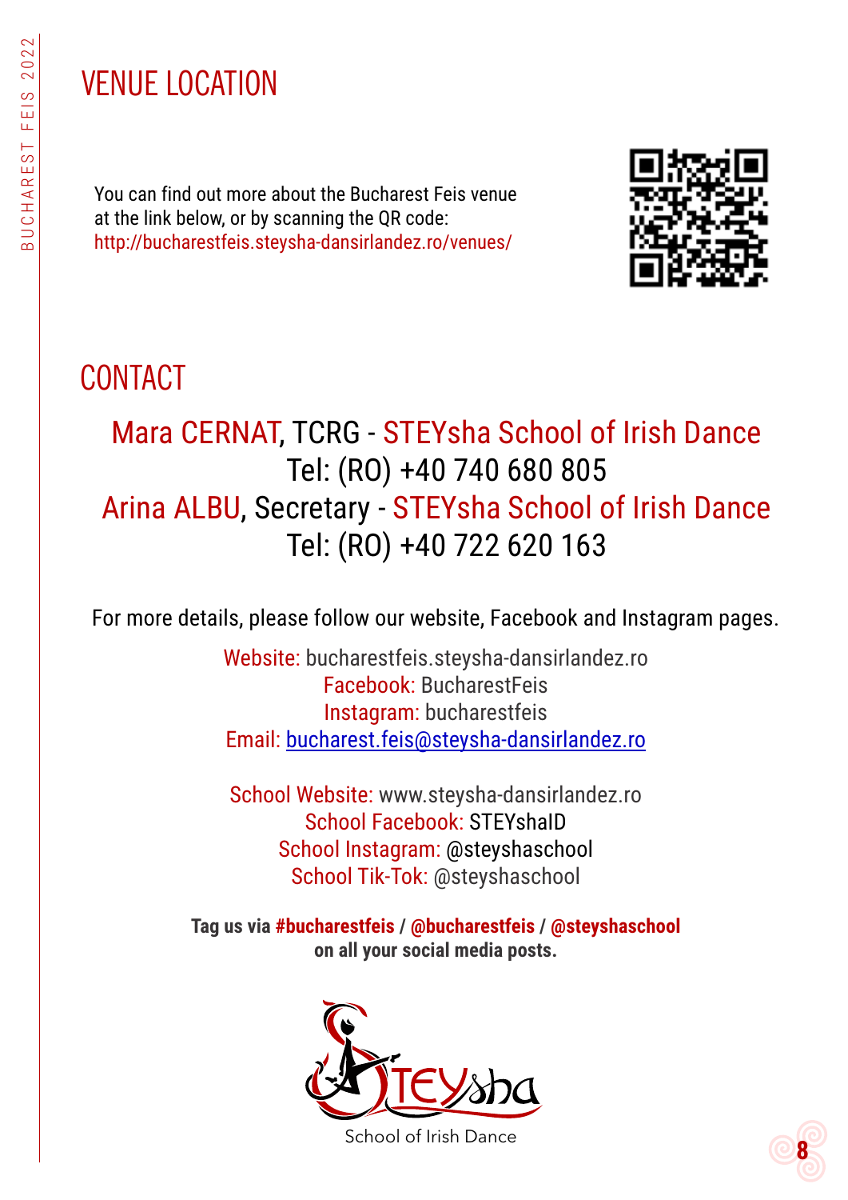# VENUE LOCATION

You can find out more about the Bucharest Feis venue at the link below, or by scanning the QR code:
http://bucharestfeis.steysha-dansirlandez.ro/venues/

# CONTACT

Mara CERNAT, TCRG - STEYsha School of Irish Dance
Tel: (RO) +40 740 680 805
Arina ALBU, Secretary - STEYsha School of Irish Dance
Tel: (RO) +40 722 620 163

For more details, please follow our website, Facebook and Instagram pages.

Website: bucharestfeis.steysha-dansirlandez.ro
Facebook: BucharestFeis
Instagram: bucharestfeis
Email: bucharest.feis@steysha-dansirlandez.ro

School Website: www.steysha-dansirlandez.ro
School Facebook: STEYshaID
School Instagram: @steyshaschool
School Tik-Tok: @steyshaschool

**Tag us via #bucharestfeis / @bucharestfeis / @steyshaschool on all your social media posts.**

School of Irish Dance